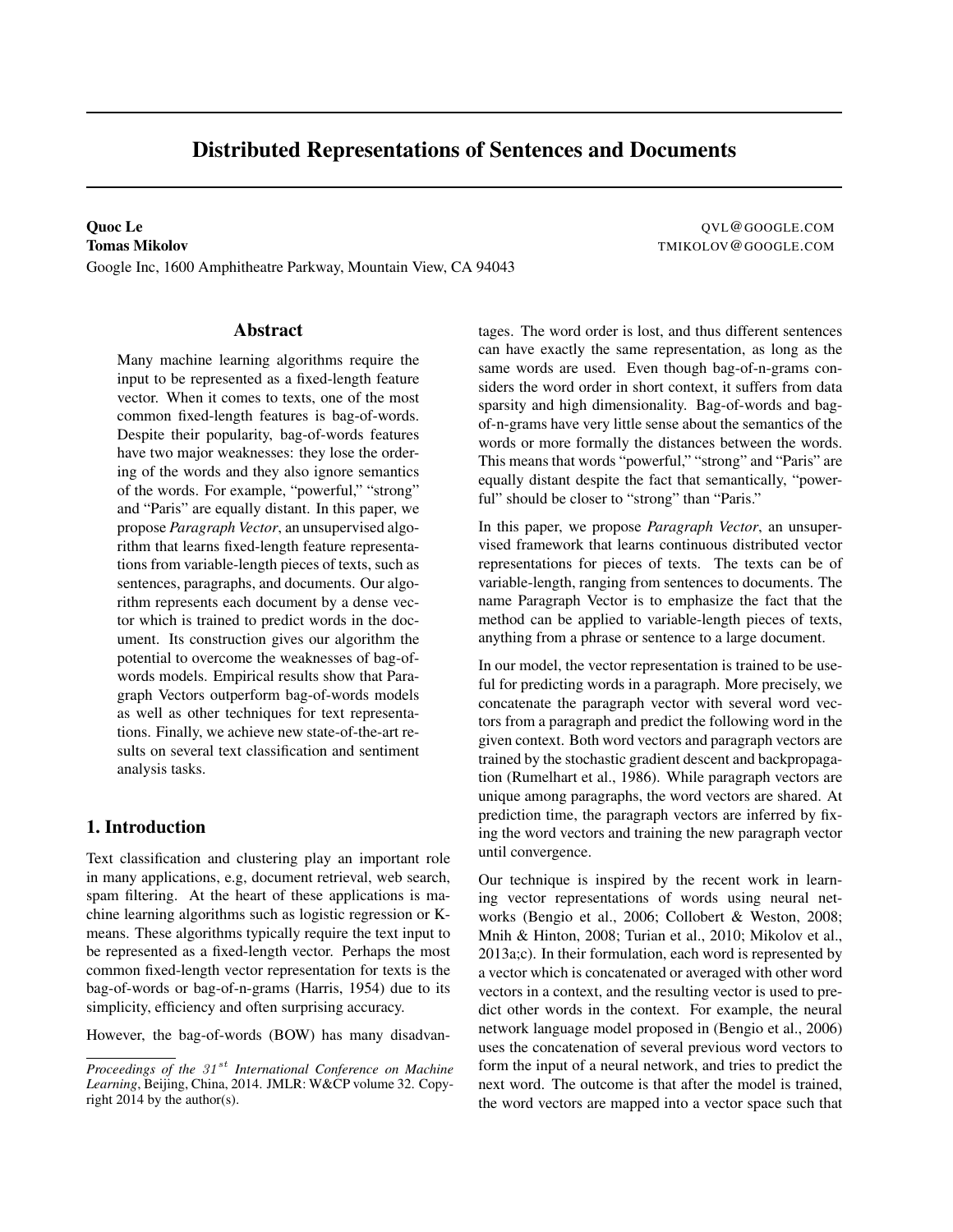# Distributed Representations of Sentences and Documents

**Quoc Le** QVL@GOOGLE.COM
**Tomas Mikolov** TMIKOLOV@GOOGLE.COM
Google Inc, 1600 Amphitheatre Parkway, Mountain View, CA 94043

## Abstract

Many machine learning algorithms require the input to be represented as a fixed-length feature vector. When it comes to texts, one of the most common fixed-length features is bag-of-words. Despite their popularity, bag-of-words features have two major weaknesses: they lose the ordering of the words and they also ignore semantics of the words. For example, "powerful," "strong" and "Paris" are equally distant. In this paper, we propose *Paragraph Vector*, an unsupervised algorithm that learns fixed-length feature representations from variable-length pieces of texts, such as sentences, paragraphs, and documents. Our algorithm represents each document by a dense vector which is trained to predict words in the document. Its construction gives our algorithm the potential to overcome the weaknesses of bag-of-words models. Empirical results show that Paragraph Vectors outperform bag-of-words models as well as other techniques for text representations. Finally, we achieve new state-of-the-art results on several text classification and sentiment analysis tasks.

## 1. Introduction

Text classification and clustering play an important role in many applications, e.g, document retrieval, web search, spam filtering. At the heart of these applications is machine learning algorithms such as logistic regression or K-means. These algorithms typically require the text input to be represented as a fixed-length vector. Perhaps the most common fixed-length vector representation for texts is the bag-of-words or bag-of-n-grams (Harris, 1954) due to its simplicity, efficiency and often surprising accuracy.

However, the bag-of-words (BOW) has many disadvantages. The word order is lost, and thus different sentences can have exactly the same representation, as long as the same words are used. Even though bag-of-n-grams considers the word order in short context, it suffers from data sparsity and high dimensionality. Bag-of-words and bag-of-n-grams have very little sense about the semantics of the words or more formally the distances between the words. This means that words "powerful," "strong" and "Paris" are equally distant despite the fact that semantically, "powerful" should be closer to "strong" than "Paris."

In this paper, we propose *Paragraph Vector*, an unsupervised framework that learns continuous distributed vector representations for pieces of texts. The texts can be of variable-length, ranging from sentences to documents. The name Paragraph Vector is to emphasize the fact that the method can be applied to variable-length pieces of texts, anything from a phrase or sentence to a large document.

In our model, the vector representation is trained to be useful for predicting words in a paragraph. More precisely, we concatenate the paragraph vector with several word vectors from a paragraph and predict the following word in the given context. Both word vectors and paragraph vectors are trained by the stochastic gradient descent and backpropagation (Rumelhart et al., 1986). While paragraph vectors are unique among paragraphs, the word vectors are shared. At prediction time, the paragraph vectors are inferred by fixing the word vectors and training the new paragraph vector until convergence.

Our technique is inspired by the recent work in learning vector representations of words using neural networks (Bengio et al., 2006; Collobert & Weston, 2008; Mnih & Hinton, 2008; Turian et al., 2010; Mikolov et al., 2013a;c). In their formulation, each word is represented by a vector which is concatenated or averaged with other word vectors in a context, and the resulting vector is used to predict other words in the context. For example, the neural network language model proposed in (Bengio et al., 2006) uses the concatenation of several previous word vectors to form the input of a neural network, and tries to predict the next word. The outcome is that after the model is trained, the word vectors are mapped into a vector space such that

*Proceedings of the 31$^{st}$ International Conference on Machine Learning*, Beijing, China, 2014. JMLR: W&CP volume 32. Copyright 2014 by the author(s).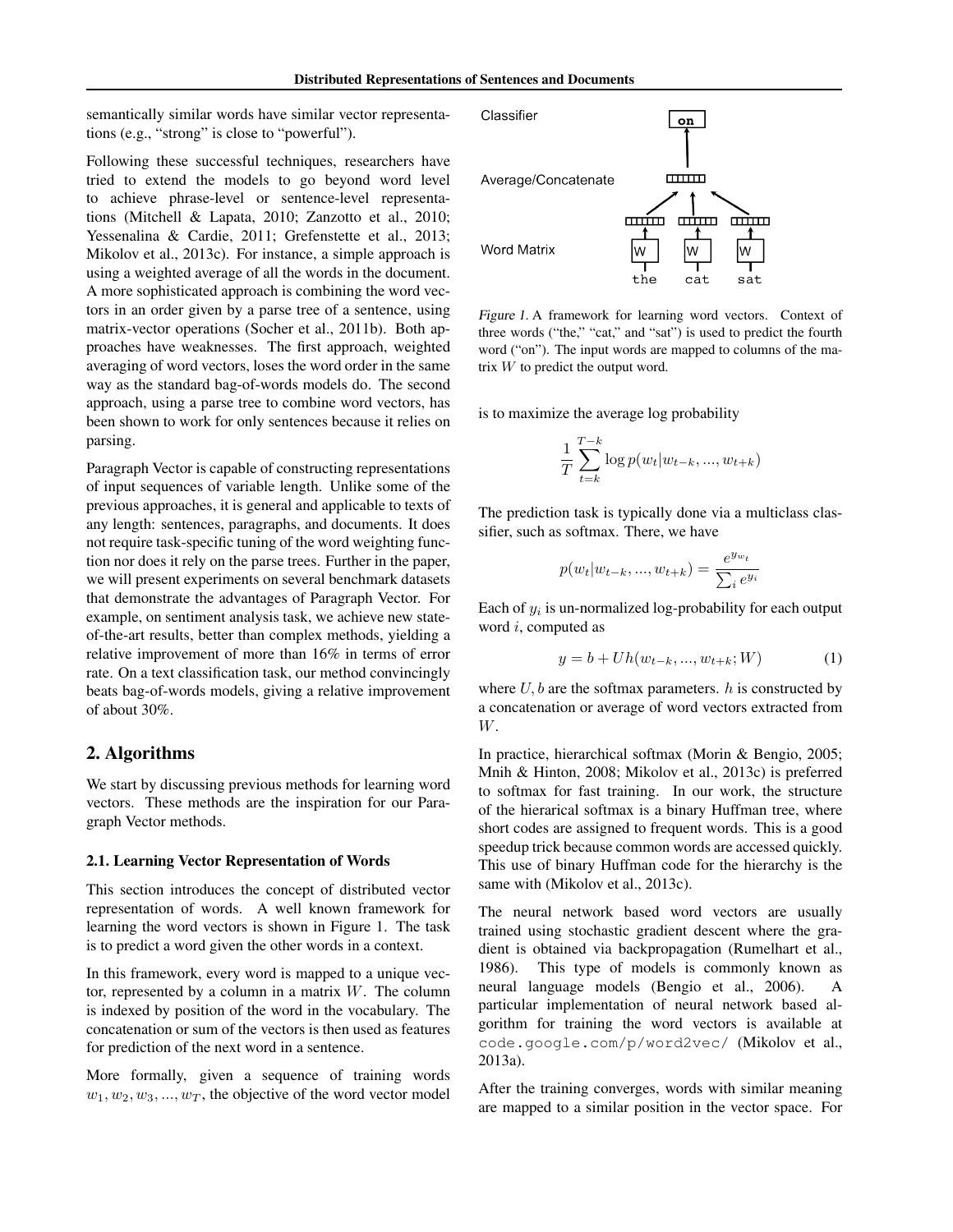semantically similar words have similar vector representations (e.g., "strong" is close to "powerful").

Following these successful techniques, researchers have tried to extend the models to go beyond word level to achieve phrase-level or sentence-level representations (Mitchell & Lapata, 2010; Zanzotto et al., 2010; Yessenalina & Cardie, 2011; Grefenstette et al., 2013; Mikolov et al., 2013c). For instance, a simple approach is using a weighted average of all the words in the document. A more sophisticated approach is combining the word vectors in an order given by a parse tree of a sentence, using matrix-vector operations (Socher et al., 2011b). Both approaches have weaknesses. The first approach, weighted averaging of word vectors, loses the word order in the same way as the standard bag-of-words models do. The second approach, using a parse tree to combine word vectors, has been shown to work for only sentences because it relies on parsing.

Paragraph Vector is capable of constructing representations of input sequences of variable length. Unlike some of the previous approaches, it is general and applicable to texts of any length: sentences, paragraphs, and documents. It does not require task-specific tuning of the word weighting function nor does it rely on the parse trees. Further in the paper, we will present experiments on several benchmark datasets that demonstrate the advantages of Paragraph Vector. For example, on sentiment analysis task, we achieve new state-of-the-art results, better than complex methods, yielding a relative improvement of more than 16% in terms of error rate. On a text classification task, our method convincingly beats bag-of-words models, giving a relative improvement of about 30%.

## 2. Algorithms

We start by discussing previous methods for learning word vectors. These methods are the inspiration for our Paragraph Vector methods.

### 2.1. Learning Vector Representation of Words

This section introduces the concept of distributed vector representation of words. A well known framework for learning the word vectors is shown in Figure 1. The task is to predict a word given the other words in a context.

In this framework, every word is mapped to a unique vector, represented by a column in a matrix $W$. The column is indexed by position of the word in the vocabulary. The concatenation or sum of the vectors is then used as features for prediction of the next word in a sentence.

More formally, given a sequence of training words $w_1, w_2, w_3, ..., w_T$, the objective of the word vector model is to maximize the average log probability

$$\frac{1}{T}\sum_{t=k}^{T-k}\log p(w_t|w_{t-k},...,w_{t+k})$$

The prediction task is typically done via a multiclass classifier, such as softmax. There, we have

$$p(w_t|w_{t-k},...,w_{t+k}) = \frac{e^{y_{w_t}}}{\sum_i e^{y_i}}$$

Each of $y_i$ is un-normalized log-probability for each output word $i$, computed as

$$y = b + Uh(w_{t-k},...,w_{t+k}; W) \quad (1)$$

where $U, b$ are the softmax parameters. $h$ is constructed by a concatenation or average of word vectors extracted from $W$.

In practice, hierarchical softmax (Morin & Bengio, 2005; Mnih & Hinton, 2008; Mikolov et al., 2013c) is preferred to softmax for fast training. In our work, the structure of the hierarical softmax is a binary Huffman tree, where short codes are assigned to frequent words. This is a good speedup trick because common words are accessed quickly. This use of binary Huffman code for the hierarchy is the same with (Mikolov et al., 2013c).

The neural network based word vectors are usually trained using stochastic gradient descent where the gradient is obtained via backpropagation (Rumelhart et al., 1986). This type of models is commonly known as neural language models (Bengio et al., 2006). A particular implementation of neural network based algorithm for training the word vectors is available at `code.google.com/p/word2vec/` (Mikolov et al., 2013a).

After the training converges, words with similar meaning are mapped to a similar position in the vector space. For

Classifier: on
Average/Concatenate
Word Matrix: W W W — the cat sat

*Figure 1.* A framework for learning word vectors. Context of three words ("the," "cat," and "sat") is used to predict the fourth word ("on"). The input words are mapped to columns of the matrix $W$ to predict the output word.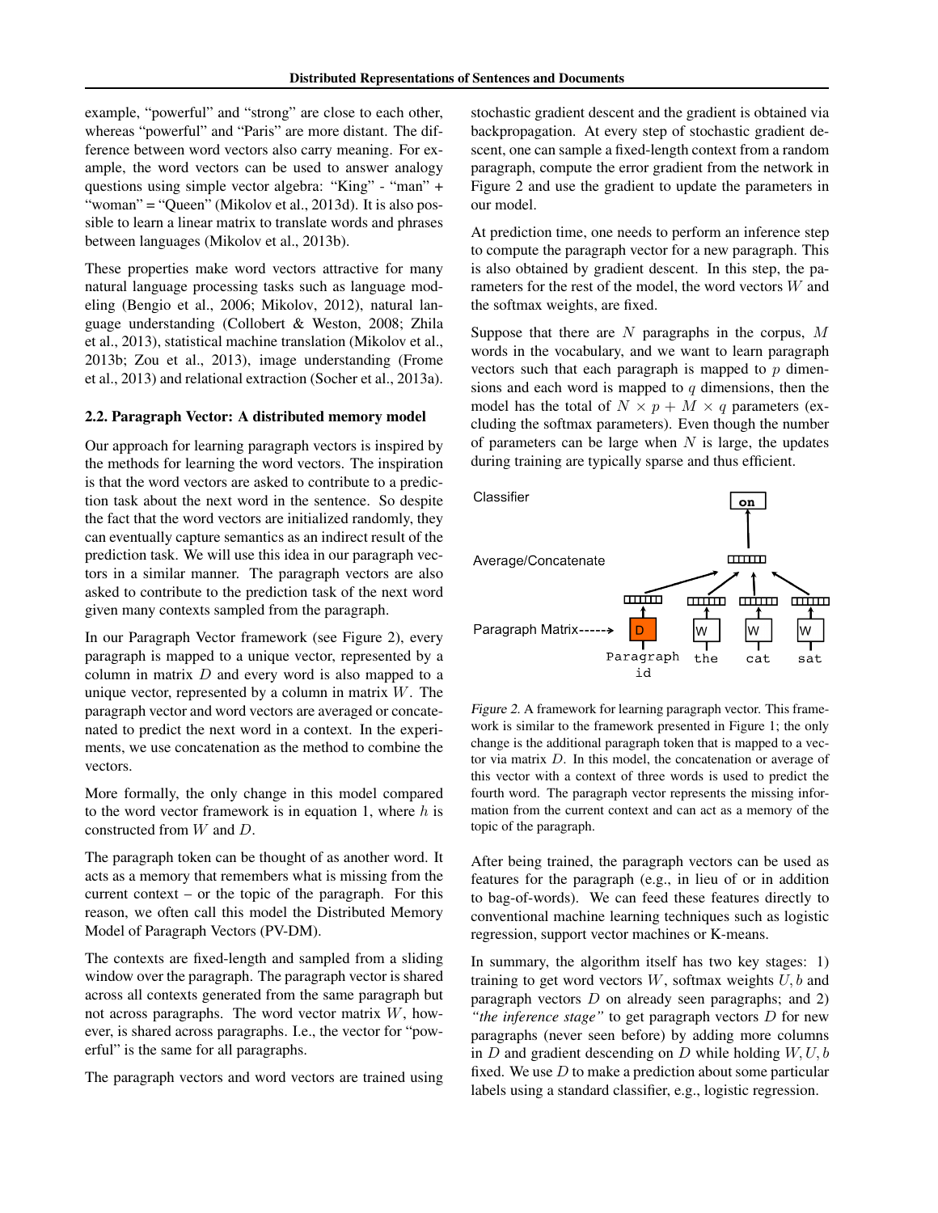example, "powerful" and "strong" are close to each other, whereas "powerful" and "Paris" are more distant. The difference between word vectors also carry meaning. For example, the word vectors can be used to answer analogy questions using simple vector algebra: "King" - "man" + "woman" = "Queen" (Mikolov et al., 2013d). It is also possible to learn a linear matrix to translate words and phrases between languages (Mikolov et al., 2013b).

These properties make word vectors attractive for many natural language processing tasks such as language modeling (Bengio et al., 2006; Mikolov, 2012), natural language understanding (Collobert & Weston, 2008; Zhila et al., 2013), statistical machine translation (Mikolov et al., 2013b; Zou et al., 2013), image understanding (Frome et al., 2013) and relational extraction (Socher et al., 2013a).

### 2.2. Paragraph Vector: A distributed memory model

Our approach for learning paragraph vectors is inspired by the methods for learning the word vectors. The inspiration is that the word vectors are asked to contribute to a prediction task about the next word in the sentence. So despite the fact that the word vectors are initialized randomly, they can eventually capture semantics as an indirect result of the prediction task. We will use this idea in our paragraph vectors in a similar manner. The paragraph vectors are also asked to contribute to the prediction task of the next word given many contexts sampled from the paragraph.

In our Paragraph Vector framework (see Figure 2), every paragraph is mapped to a unique vector, represented by a column in matrix $D$ and every word is also mapped to a unique vector, represented by a column in matrix $W$. The paragraph vector and word vectors are averaged or concatenated to predict the next word in a context. In the experiments, we use concatenation as the method to combine the vectors.

More formally, the only change in this model compared to the word vector framework is in equation 1, where $h$ is constructed from $W$ and $D$.

The paragraph token can be thought of as another word. It acts as a memory that remembers what is missing from the current context – or the topic of the paragraph. For this reason, we often call this model the Distributed Memory Model of Paragraph Vectors (PV-DM).

The contexts are fixed-length and sampled from a sliding window over the paragraph. The paragraph vector is shared across all contexts generated from the same paragraph but not across paragraphs. The word vector matrix $W$, however, is shared across paragraphs. I.e., the vector for "powerful" is the same for all paragraphs.

The paragraph vectors and word vectors are trained using stochastic gradient descent and the gradient is obtained via backpropagation. At every step of stochastic gradient descent, one can sample a fixed-length context from a random paragraph, compute the error gradient from the network in Figure 2 and use the gradient to update the parameters in our model.

At prediction time, one needs to perform an inference step to compute the paragraph vector for a new paragraph. This is also obtained by gradient descent. In this step, the parameters for the rest of the model, the word vectors $W$ and the softmax weights, are fixed.

Suppose that there are $N$ paragraphs in the corpus, $M$ words in the vocabulary, and we want to learn paragraph vectors such that each paragraph is mapped to $p$ dimensions and each word is mapped to $q$ dimensions, then the model has the total of $N \times p + M \times q$ parameters (excluding the softmax parameters). Even though the number of parameters can be large when $N$ is large, the updates during training are typically sparse and thus efficient.

*Figure 2.* A framework for learning paragraph vector. This framework is similar to the framework presented in Figure 1; the only change is the additional paragraph token that is mapped to a vector via matrix $D$. In this model, the concatenation or average of this vector with a context of three words is used to predict the fourth word. The paragraph vector represents the missing information from the current context and can act as a memory of the topic of the paragraph.

After being trained, the paragraph vectors can be used as features for the paragraph (e.g., in lieu of or in addition to bag-of-words). We can feed these features directly to conventional machine learning techniques such as logistic regression, support vector machines or K-means.

In summary, the algorithm itself has two key stages: 1) training to get word vectors $W$, softmax weights $U, b$ and paragraph vectors $D$ on already seen paragraphs; and 2) *"the inference stage"* to get paragraph vectors $D$ for new paragraphs (never seen before) by adding more columns in $D$ and gradient descending on $D$ while holding $W, U, b$ fixed. We use $D$ to make a prediction about some particular labels using a standard classifier, e.g., logistic regression.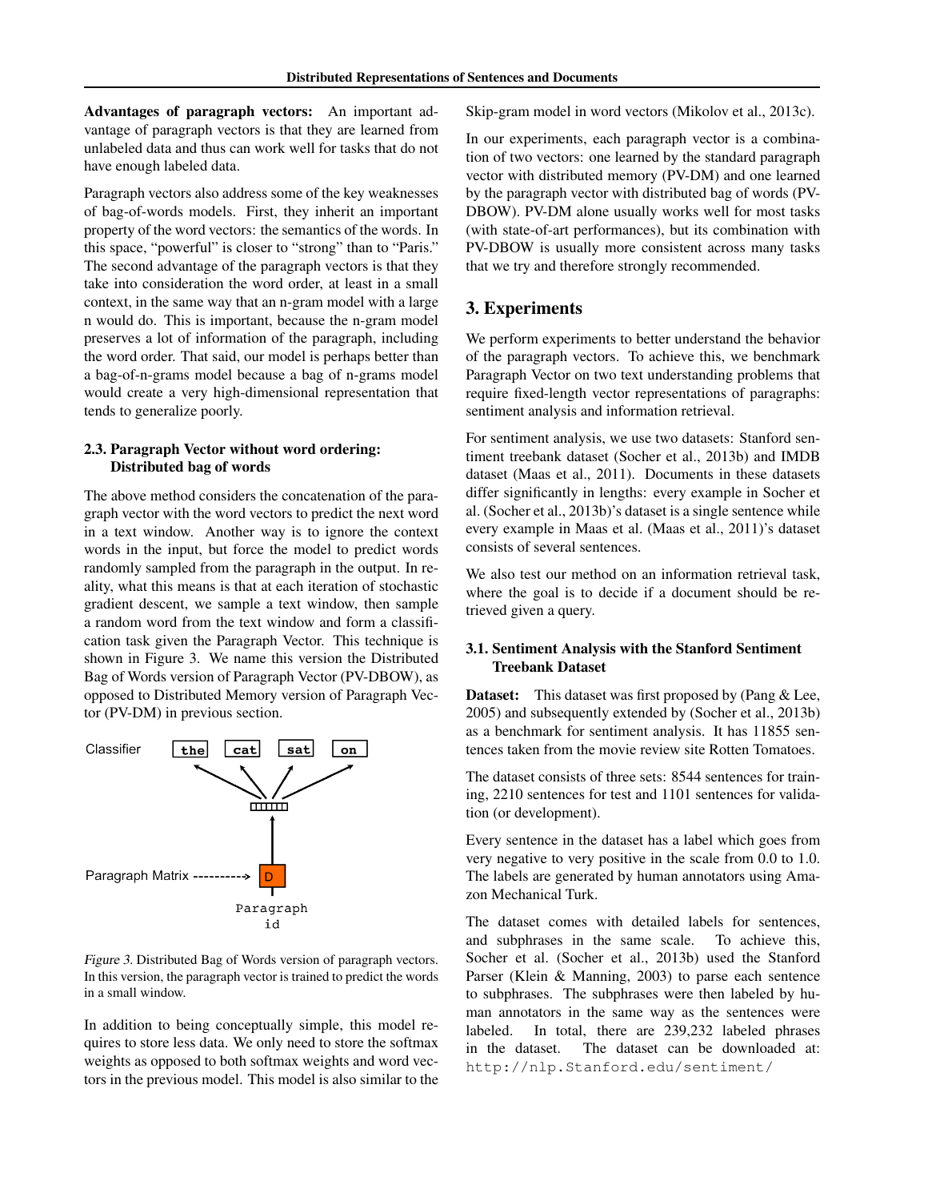**Advantages of paragraph vectors:** An important advantage of paragraph vectors is that they are learned from unlabeled data and thus can work well for tasks that do not have enough labeled data.

Paragraph vectors also address some of the key weaknesses of bag-of-words models. First, they inherit an important property of the word vectors: the semantics of the words. In this space, "powerful" is closer to "strong" than to "Paris." The second advantage of the paragraph vectors is that they take into consideration the word order, at least in a small context, in the same way that an n-gram model with a large n would do. This is important, because the n-gram model preserves a lot of information of the paragraph, including the word order. That said, our model is perhaps better than a bag-of-n-grams model because a bag of n-grams model would create a very high-dimensional representation that tends to generalize poorly.

### 2.3. Paragraph Vector without word ordering: Distributed bag of words

The above method considers the concatenation of the paragraph vector with the word vectors to predict the next word in a text window. Another way is to ignore the context words in the input, but force the model to predict words randomly sampled from the paragraph in the output. In reality, what this means is that at each iteration of stochastic gradient descent, we sample a text window, then sample a random word from the text window and form a classification task given the Paragraph Vector. This technique is shown in Figure 3. We name this version the Distributed Bag of Words version of Paragraph Vector (PV-DBOW), as opposed to Distributed Memory version of Paragraph Vector (PV-DM) in previous section.

*Figure 3.* Distributed Bag of Words version of paragraph vectors. In this version, the paragraph vector is trained to predict the words in a small window.

In addition to being conceptually simple, this model requires to store less data. We only need to store the softmax weights as opposed to both softmax weights and word vectors in the previous model. This model is also similar to the Skip-gram model in word vectors (Mikolov et al., 2013c).

In our experiments, each paragraph vector is a combination of two vectors: one learned by the standard paragraph vector with distributed memory (PV-DM) and one learned by the paragraph vector with distributed bag of words (PV-DBOW). PV-DM alone usually works well for most tasks (with state-of-art performances), but its combination with PV-DBOW is usually more consistent across many tasks that we try and therefore strongly recommended.

## 3. Experiments

We perform experiments to better understand the behavior of the paragraph vectors. To achieve this, we benchmark Paragraph Vector on two text understanding problems that require fixed-length vector representations of paragraphs: sentiment analysis and information retrieval.

For sentiment analysis, we use two datasets: Stanford sentiment treebank dataset (Socher et al., 2013b) and IMDB dataset (Maas et al., 2011). Documents in these datasets differ significantly in lengths: every example in Socher et al. (Socher et al., 2013b)'s dataset is a single sentence while every example in Maas et al. (Maas et al., 2011)'s dataset consists of several sentences.

We also test our method on an information retrieval task, where the goal is to decide if a document should be retrieved given a query.

### 3.1. Sentiment Analysis with the Stanford Sentiment Treebank Dataset

**Dataset:** This dataset was first proposed by (Pang & Lee, 2005) and subsequently extended by (Socher et al., 2013b) as a benchmark for sentiment analysis. It has 11855 sentences taken from the movie review site Rotten Tomatoes.

The dataset consists of three sets: 8544 sentences for training, 2210 sentences for test and 1101 sentences for validation (or development).

Every sentence in the dataset has a label which goes from very negative to very positive in the scale from 0.0 to 1.0. The labels are generated by human annotators using Amazon Mechanical Turk.

The dataset comes with detailed labels for sentences, and subphrases in the same scale. To achieve this, Socher et al. (Socher et al., 2013b) used the Stanford Parser (Klein & Manning, 2003) to parse each sentence to subphrases. The subphrases were then labeled by human annotators in the same way as the sentences were labeled. In total, there are 239,232 labeled phrases in the dataset. The dataset can be downloaded at: `http://nlp.Stanford.edu/sentiment/`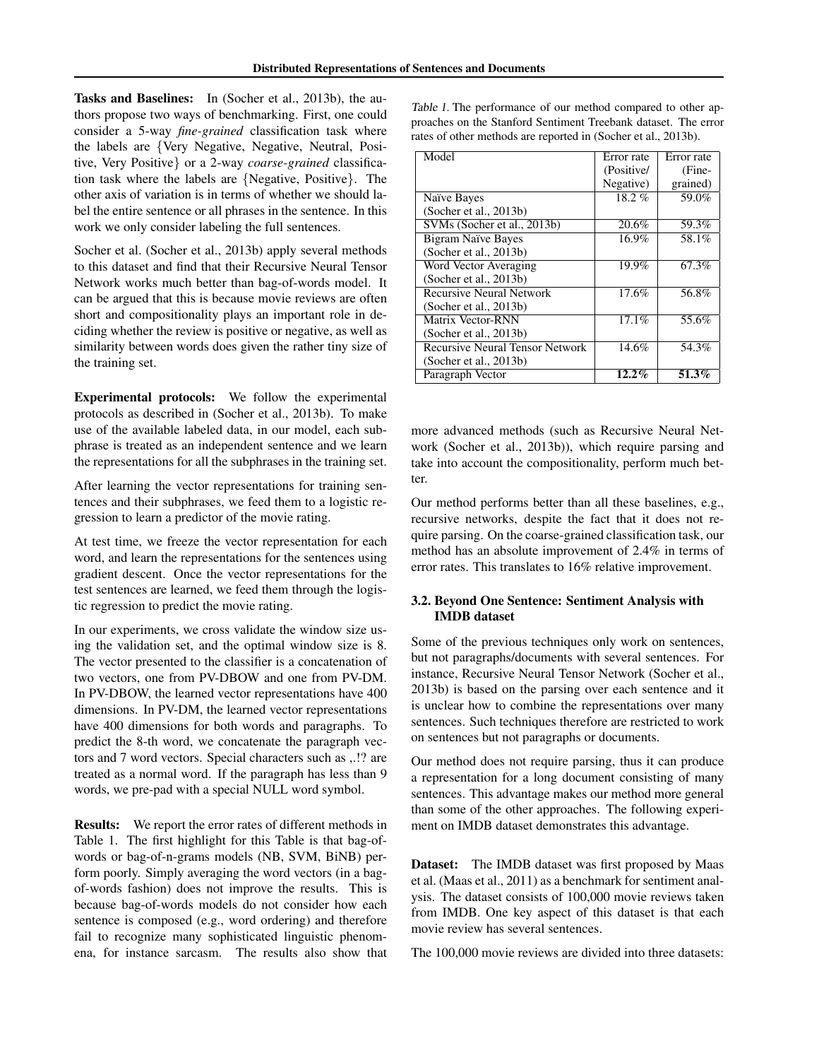**Tasks and Baselines:** In (Socher et al., 2013b), the authors propose two ways of benchmarking. First, one could consider a 5-way *fine-grained* classification task where the labels are {Very Negative, Negative, Neutral, Positive, Very Positive} or a 2-way *coarse-grained* classification task where the labels are {Negative, Positive}. The other axis of variation is in terms of whether we should label the entire sentence or all phrases in the sentence. In this work we only consider labeling the full sentences.

Socher et al. (Socher et al., 2013b) apply several methods to this dataset and find that their Recursive Neural Tensor Network works much better than bag-of-words model. It can be argued that this is because movie reviews are often short and compositionality plays an important role in deciding whether the review is positive or negative, as well as similarity between words does given the rather tiny size of the training set.

**Experimental protocols:** We follow the experimental protocols as described in (Socher et al., 2013b). To make use of the available labeled data, in our model, each subphrase is treated as an independent sentence and we learn the representations for all the subphrases in the training set.

After learning the vector representations for training sentences and their subphrases, we feed them to a logistic regression to learn a predictor of the movie rating.

At test time, we freeze the vector representation for each word, and learn the representations for the sentences using gradient descent. Once the vector representations for the test sentences are learned, we feed them through the logistic regression to predict the movie rating.

In our experiments, we cross validate the window size using the validation set, and the optimal window size is 8. The vector presented to the classifier is a concatenation of two vectors, one from PV-DBOW and one from PV-DM. In PV-DBOW, the learned vector representations have 400 dimensions. In PV-DM, the learned vector representations have 400 dimensions for both words and paragraphs. To predict the 8-th word, we concatenate the paragraph vectors and 7 word vectors. Special characters such as ,.!? are treated as a normal word. If the paragraph has less than 9 words, we pre-pad with a special NULL word symbol.

**Results:** We report the error rates of different methods in Table 1. The first highlight for this Table is that bag-of-words or bag-of-n-grams models (NB, SVM, BiNB) perform poorly. Simply averaging the word vectors (in a bag-of-words fashion) does not improve the results. This is because bag-of-words models do not consider how each sentence is composed (e.g., word ordering) and therefore fail to recognize many sophisticated linguistic phenomena, for instance sarcasm. The results also show that more advanced methods (such as Recursive Neural Network (Socher et al., 2013b)), which require parsing and take into account the compositionality, perform much better.

*Table 1.* The performance of our method compared to other approaches on the Stanford Sentiment Treebank dataset. The error rates of other methods are reported in (Socher et al., 2013b).

| Model | Error rate (Positive/ Negative) | Error rate (Fine-grained) |
|---|---|---|
| Naïve Bayes (Socher et al., 2013b) | 18.2 % | 59.0% |
| SVMs (Socher et al., 2013b) | 20.6% | 59.3% |
| Bigram Naïve Bayes (Socher et al., 2013b) | 16.9% | 58.1% |
| Word Vector Averaging (Socher et al., 2013b) | 19.9% | 67.3% |
| Recursive Neural Network (Socher et al., 2013b) | 17.6% | 56.8% |
| Matrix Vector-RNN (Socher et al., 2013b) | 17.1% | 55.6% |
| Recursive Neural Tensor Network (Socher et al., 2013b) | 14.6% | 54.3% |
| Paragraph Vector | **12.2%** | **51.3%** |

Our method performs better than all these baselines, e.g., recursive networks, despite the fact that it does not require parsing. On the coarse-grained classification task, our method has an absolute improvement of 2.4% in terms of error rates. This translates to 16% relative improvement.

### 3.2. Beyond One Sentence: Sentiment Analysis with IMDB dataset

Some of the previous techniques only work on sentences, but not paragraphs/documents with several sentences. For instance, Recursive Neural Tensor Network (Socher et al., 2013b) is based on the parsing over each sentence and it is unclear how to combine the representations over many sentences. Such techniques therefore are restricted to work on sentences but not paragraphs or documents.

Our method does not require parsing, thus it can produce a representation for a long document consisting of many sentences. This advantage makes our method more general than some of the other approaches. The following experiment on IMDB dataset demonstrates this advantage.

**Dataset:** The IMDB dataset was first proposed by Maas et al. (Maas et al., 2011) as a benchmark for sentiment analysis. The dataset consists of 100,000 movie reviews taken from IMDB. One key aspect of this dataset is that each movie review has several sentences.

The 100,000 movie reviews are divided into three datasets: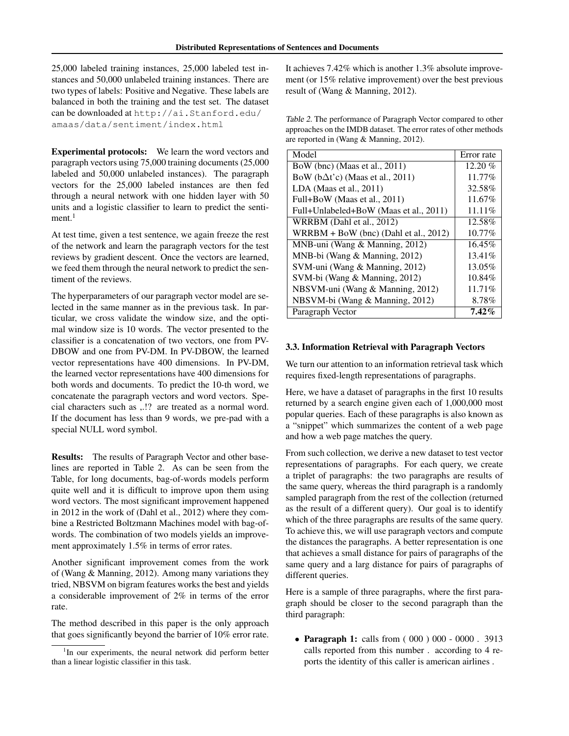25,000 labeled training instances, 25,000 labeled test instances and 50,000 unlabeled training instances. There are two types of labels: Positive and Negative. These labels are balanced in both the training and the test set. The dataset can be downloaded at `http://ai.Stanford.edu/amaas/data/sentiment/index.html`

**Experimental protocols:** We learn the word vectors and paragraph vectors using 75,000 training documents (25,000 labeled and 50,000 unlabeled instances). The paragraph vectors for the 25,000 labeled instances are then fed through a neural network with one hidden layer with 50 units and a logistic classifier to learn to predict the sentiment.[1]

At test time, given a test sentence, we again freeze the rest of the network and learn the paragraph vectors for the test reviews by gradient descent. Once the vectors are learned, we feed them through the neural network to predict the sentiment of the reviews.

The hyperparameters of our paragraph vector model are selected in the same manner as in the previous task. In particular, we cross validate the window size, and the optimal window size is 10 words. The vector presented to the classifier is a concatenation of two vectors, one from PV-DBOW and one from PV-DM. In PV-DBOW, the learned vector representations have 400 dimensions. In PV-DM, the learned vector representations have 400 dimensions for both words and documents. To predict the 10-th word, we concatenate the paragraph vectors and word vectors. Special characters such as ,.!? are treated as a normal word. If the document has less than 9 words, we pre-pad with a special NULL word symbol.

**Results:** The results of Paragraph Vector and other baselines are reported in Table 2. As can be seen from the Table, for long documents, bag-of-words models perform quite well and it is difficult to improve upon them using word vectors. The most significant improvement happened in 2012 in the work of (Dahl et al., 2012) where they combine a Restricted Boltzmann Machines model with bag-of-words. The combination of two models yields an improvement approximately 1.5% in terms of error rates.

Another significant improvement comes from the work of (Wang & Manning, 2012). Among many variations they tried, NBSVM on bigram features works the best and yields a considerable improvement of 2% in terms of the error rate.

The method described in this paper is the only approach that goes significantly beyond the barrier of 10% error rate. It achieves 7.42% which is another 1.3% absolute improvement (or 15% relative improvement) over the best previous result of (Wang & Manning, 2012).

*Table 2.* The performance of Paragraph Vector compared to other approaches on the IMDB dataset. The error rates of other methods are reported in (Wang & Manning, 2012).

| Model | Error rate |
|---|---|
| BoW (bnc) (Maas et al., 2011) | 12.20 % |
| BoW (b$\Delta$t'c) (Maas et al., 2011) | 11.77% |
| LDA (Maas et al., 2011) | 32.58% |
| Full+BoW (Maas et al., 2011) | 11.67% |
| Full+Unlabeled+BoW (Maas et al., 2011) | 11.11% |
| WRRBM (Dahl et al., 2012) | 12.58% |
| WRRBM + BoW (bnc) (Dahl et al., 2012) | 10.77% |
| MNB-uni (Wang & Manning, 2012) | 16.45% |
| MNB-bi (Wang & Manning, 2012) | 13.41% |
| SVM-uni (Wang & Manning, 2012) | 13.05% |
| SVM-bi (Wang & Manning, 2012) | 10.84% |
| NBSVM-uni (Wang & Manning, 2012) | 11.71% |
| NBSVM-bi (Wang & Manning, 2012) | 8.78% |
| Paragraph Vector | **7.42%** |

### 3.3. Information Retrieval with Paragraph Vectors

We turn our attention to an information retrieval task which requires fixed-length representations of paragraphs.

Here, we have a dataset of paragraphs in the first 10 results returned by a search engine given each of 1,000,000 most popular queries. Each of these paragraphs is also known as a "snippet" which summarizes the content of a web page and how a web page matches the query.

From such collection, we derive a new dataset to test vector representations of paragraphs. For each query, we create a triplet of paragraphs: the two paragraphs are results of the same query, whereas the third paragraph is a randomly sampled paragraph from the rest of the collection (returned as the result of a different query). Our goal is to identify which of the three paragraphs are results of the same query. To achieve this, we will use paragraph vectors and compute the distances the paragraphs. A better representation is one that achieves a small distance for pairs of paragraphs of the same query and a larg distance for pairs of paragraphs of different queries.

Here is a sample of three paragraphs, where the first paragraph should be closer to the second paragraph than the third paragraph:

- **Paragraph 1:** calls from ( 000 ) 000 - 0000 . 3913 calls reported from this number . according to 4 reports the identity of this caller is american airlines .

[1] In our experiments, the neural network did perform better than a linear logistic classifier in this task.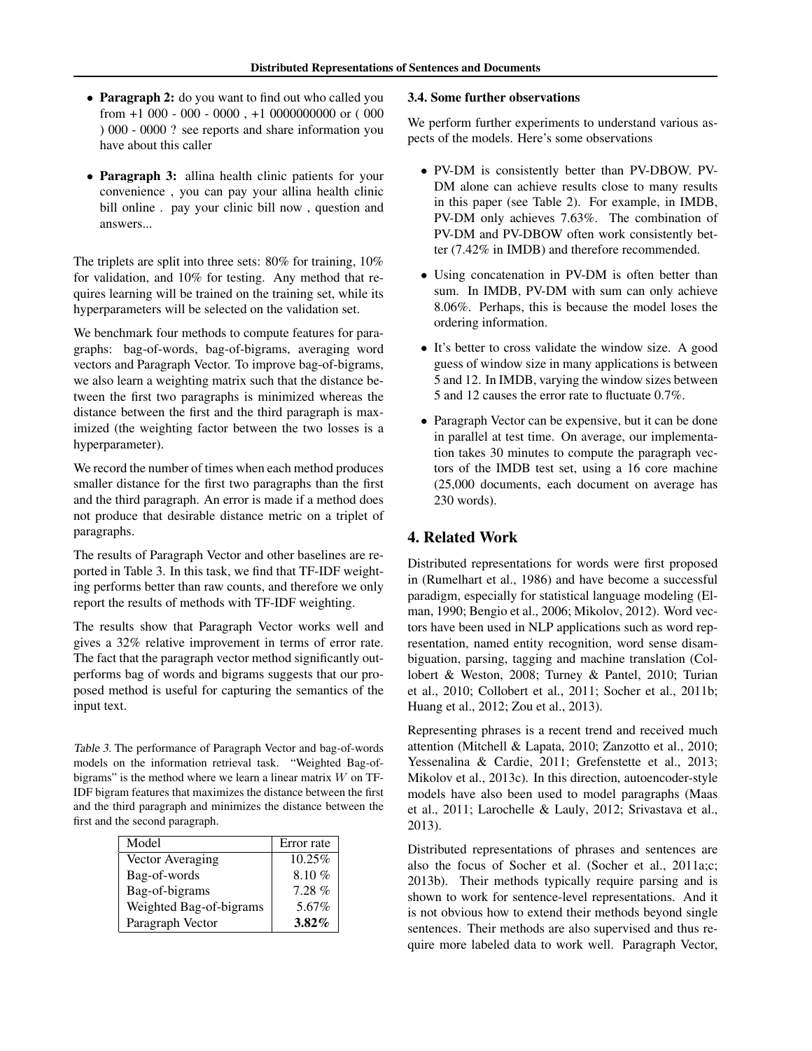- **Paragraph 2:** do you want to find out who called you from +1 000 - 000 - 0000 , +1 0000000000 or ( 000 ) 000 - 0000 ? see reports and share information you have about this caller

- **Paragraph 3:** allina health clinic patients for your convenience , you can pay your allina health clinic bill online . pay your clinic bill now , question and answers...

The triplets are split into three sets: 80% for training, 10% for validation, and 10% for testing. Any method that requires learning will be trained on the training set, while its hyperparameters will be selected on the validation set.

We benchmark four methods to compute features for paragraphs: bag-of-words, bag-of-bigrams, averaging word vectors and Paragraph Vector. To improve bag-of-bigrams, we also learn a weighting matrix such that the distance between the first two paragraphs is minimized whereas the distance between the first and the third paragraph is maximized (the weighting factor between the two losses is a hyperparameter).

We record the number of times when each method produces smaller distance for the first two paragraphs than the first and the third paragraph. An error is made if a method does not produce that desirable distance metric on a triplet of paragraphs.

The results of Paragraph Vector and other baselines are reported in Table 3. In this task, we find that TF-IDF weighting performs better than raw counts, and therefore we only report the results of methods with TF-IDF weighting.

The results show that Paragraph Vector works well and gives a 32% relative improvement in terms of error rate. The fact that the paragraph vector method significantly outperforms bag of words and bigrams suggests that our proposed method is useful for capturing the semantics of the input text.

*Table 3.* The performance of Paragraph Vector and bag-of-words models on the information retrieval task. "Weighted Bag-of-bigrams" is the method where we learn a linear matrix $W$ on TF-IDF bigram features that maximizes the distance between the first and the third paragraph and minimizes the distance between the first and the second paragraph.

| Model | Error rate |
|---|---|
| Vector Averaging | 10.25% |
| Bag-of-words | 8.10 % |
| Bag-of-bigrams | 7.28 % |
| Weighted Bag-of-bigrams | 5.67% |
| Paragraph Vector | **3.82%** |

### 3.4. Some further observations

We perform further experiments to understand various aspects of the models. Here's some observations

- PV-DM is consistently better than PV-DBOW. PV-DM alone can achieve results close to many results in this paper (see Table 2). For example, in IMDB, PV-DM only achieves 7.63%. The combination of PV-DM and PV-DBOW often work consistently better (7.42% in IMDB) and therefore recommended.

- Using concatenation in PV-DM is often better than sum. In IMDB, PV-DM with sum can only achieve 8.06%. Perhaps, this is because the model loses the ordering information.

- It's better to cross validate the window size. A good guess of window size in many applications is between 5 and 12. In IMDB, varying the window sizes between 5 and 12 causes the error rate to fluctuate 0.7%.

- Paragraph Vector can be expensive, but it can be done in parallel at test time. On average, our implementation takes 30 minutes to compute the paragraph vectors of the IMDB test set, using a 16 core machine (25,000 documents, each document on average has 230 words).

## 4. Related Work

Distributed representations for words were first proposed in (Rumelhart et al., 1986) and have become a successful paradigm, especially for statistical language modeling (Elman, 1990; Bengio et al., 2006; Mikolov, 2012). Word vectors have been used in NLP applications such as word representation, named entity recognition, word sense disambiguation, parsing, tagging and machine translation (Collobert & Weston, 2008; Turney & Pantel, 2010; Turian et al., 2010; Collobert et al., 2011; Socher et al., 2011b; Huang et al., 2012; Zou et al., 2013).

Representing phrases is a recent trend and received much attention (Mitchell & Lapata, 2010; Zanzotto et al., 2010; Yessenalina & Cardie, 2011; Grefenstette et al., 2013; Mikolov et al., 2013c). In this direction, autoencoder-style models have also been used to model paragraphs (Maas et al., 2011; Larochelle & Lauly, 2012; Srivastava et al., 2013).

Distributed representations of phrases and sentences are also the focus of Socher et al. (Socher et al., 2011a;c; 2013b). Their methods typically require parsing and is shown to work for sentence-level representations. And it is not obvious how to extend their methods beyond single sentences. Their methods are also supervised and thus require more labeled data to work well. Paragraph Vector,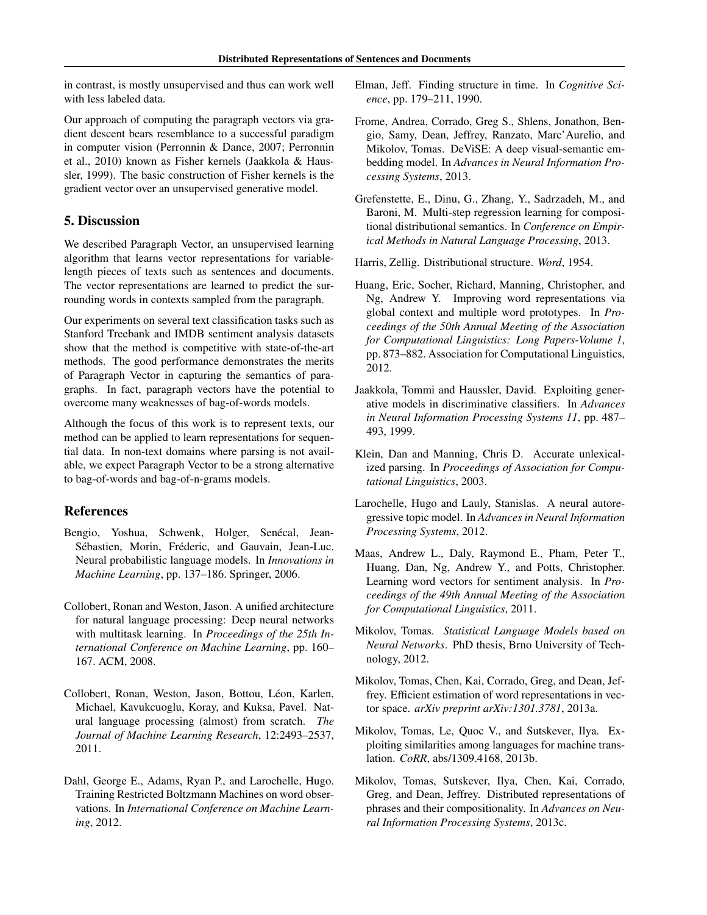in contrast, is mostly unsupervised and thus can work well with less labeled data.

Our approach of computing the paragraph vectors via gradient descent bears resemblance to a successful paradigm in computer vision (Perronnin & Dance, 2007; Perronnin et al., 2010) known as Fisher kernels (Jaakkola & Haussler, 1999). The basic construction of Fisher kernels is the gradient vector over an unsupervised generative model.

## 5. Discussion

We described Paragraph Vector, an unsupervised learning algorithm that learns vector representations for variable-length pieces of texts such as sentences and documents. The vector representations are learned to predict the surrounding words in contexts sampled from the paragraph.

Our experiments on several text classification tasks such as Stanford Treebank and IMDB sentiment analysis datasets show that the method is competitive with state-of-the-art methods. The good performance demonstrates the merits of Paragraph Vector in capturing the semantics of paragraphs. In fact, paragraph vectors have the potential to overcome many weaknesses of bag-of-words models.

Although the focus of this work is to represent texts, our method can be applied to learn representations for sequential data. In non-text domains where parsing is not available, we expect Paragraph Vector to be a strong alternative to bag-of-words and bag-of-n-grams models.

## References

Bengio, Yoshua, Schwenk, Holger, Senécal, Jean-Sébastien, Morin, Fréderic, and Gauvain, Jean-Luc. Neural probabilistic language models. In *Innovations in Machine Learning*, pp. 137–186. Springer, 2006.

Collobert, Ronan and Weston, Jason. A unified architecture for natural language processing: Deep neural networks with multitask learning. In *Proceedings of the 25th International Conference on Machine Learning*, pp. 160–167. ACM, 2008.

Collobert, Ronan, Weston, Jason, Bottou, Léon, Karlen, Michael, Kavukcuoglu, Koray, and Kuksa, Pavel. Natural language processing (almost) from scratch. *The Journal of Machine Learning Research*, 12:2493–2537, 2011.

Dahl, George E., Adams, Ryan P., and Larochelle, Hugo. Training Restricted Boltzmann Machines on word observations. In *International Conference on Machine Learning*, 2012.

Elman, Jeff. Finding structure in time. In *Cognitive Science*, pp. 179–211, 1990.

Frome, Andrea, Corrado, Greg S., Shlens, Jonathon, Bengio, Samy, Dean, Jeffrey, Ranzato, Marc'Aurelio, and Mikolov, Tomas. DeViSE: A deep visual-semantic embedding model. In *Advances in Neural Information Processing Systems*, 2013.

Grefenstette, E., Dinu, G., Zhang, Y., Sadrzadeh, M., and Baroni, M. Multi-step regression learning for compositional distributional semantics. In *Conference on Empirical Methods in Natural Language Processing*, 2013.

Harris, Zellig. Distributional structure. *Word*, 1954.

Huang, Eric, Socher, Richard, Manning, Christopher, and Ng, Andrew Y. Improving word representations via global context and multiple word prototypes. In *Proceedings of the 50th Annual Meeting of the Association for Computational Linguistics: Long Papers-Volume 1*, pp. 873–882. Association for Computational Linguistics, 2012.

Jaakkola, Tommi and Haussler, David. Exploiting generative models in discriminative classifiers. In *Advances in Neural Information Processing Systems 11*, pp. 487–493, 1999.

Klein, Dan and Manning, Chris D. Accurate unlexicalized parsing. In *Proceedings of Association for Computational Linguistics*, 2003.

Larochelle, Hugo and Lauly, Stanislas. A neural autoregressive topic model. In *Advances in Neural Information Processing Systems*, 2012.

Maas, Andrew L., Daly, Raymond E., Pham, Peter T., Huang, Dan, Ng, Andrew Y., and Potts, Christopher. Learning word vectors for sentiment analysis. In *Proceedings of the 49th Annual Meeting of the Association for Computational Linguistics*, 2011.

Mikolov, Tomas. *Statistical Language Models based on Neural Networks*. PhD thesis, Brno University of Technology, 2012.

Mikolov, Tomas, Chen, Kai, Corrado, Greg, and Dean, Jeffrey. Efficient estimation of word representations in vector space. *arXiv preprint arXiv:1301.3781*, 2013a.

Mikolov, Tomas, Le, Quoc V., and Sutskever, Ilya. Exploiting similarities among languages for machine translation. *CoRR*, abs/1309.4168, 2013b.

Mikolov, Tomas, Sutskever, Ilya, Chen, Kai, Corrado, Greg, and Dean, Jeffrey. Distributed representations of phrases and their compositionality. In *Advances on Neural Information Processing Systems*, 2013c.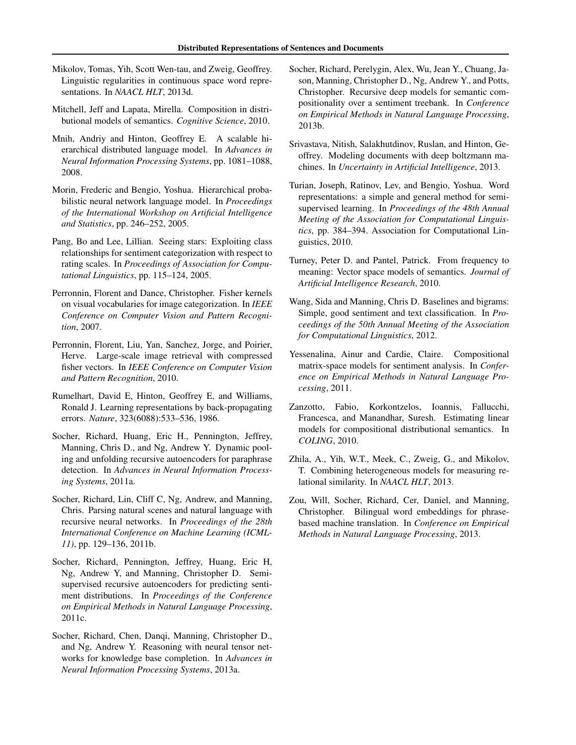Mikolov, Tomas, Yih, Scott Wen-tau, and Zweig, Geoffrey. Linguistic regularities in continuous space word representations. In *NAACL HLT*, 2013d.

Mitchell, Jeff and Lapata, Mirella. Composition in distributional models of semantics. *Cognitive Science*, 2010.

Mnih, Andriy and Hinton, Geoffrey E. A scalable hierarchical distributed language model. In *Advances in Neural Information Processing Systems*, pp. 1081–1088, 2008.

Morin, Frederic and Bengio, Yoshua. Hierarchical probabilistic neural network language model. In *Proceedings of the International Workshop on Artificial Intelligence and Statistics*, pp. 246–252, 2005.

Pang, Bo and Lee, Lillian. Seeing stars: Exploiting class relationships for sentiment categorization with respect to rating scales. In *Proceedings of Association for Computational Linguistics*, pp. 115–124, 2005.

Perronnin, Florent and Dance, Christopher. Fisher kernels on visual vocabularies for image categorization. In *IEEE Conference on Computer Vision and Pattern Recognition*, 2007.

Perronnin, Florent, Liu, Yan, Sanchez, Jorge, and Poirier, Herve. Large-scale image retrieval with compressed fisher vectors. In *IEEE Conference on Computer Vision and Pattern Recognition*, 2010.

Rumelhart, David E, Hinton, Geoffrey E, and Williams, Ronald J. Learning representations by back-propagating errors. *Nature*, 323(6088):533–536, 1986.

Socher, Richard, Huang, Eric H., Pennington, Jeffrey, Manning, Chris D., and Ng, Andrew Y. Dynamic pooling and unfolding recursive autoencoders for paraphrase detection. In *Advances in Neural Information Processing Systems*, 2011a.

Socher, Richard, Lin, Cliff C, Ng, Andrew, and Manning, Chris. Parsing natural scenes and natural language with recursive neural networks. In *Proceedings of the 28th International Conference on Machine Learning (ICML-11)*, pp. 129–136, 2011b.

Socher, Richard, Pennington, Jeffrey, Huang, Eric H, Ng, Andrew Y, and Manning, Christopher D. Semi-supervised recursive autoencoders for predicting sentiment distributions. In *Proceedings of the Conference on Empirical Methods in Natural Language Processing*, 2011c.

Socher, Richard, Chen, Danqi, Manning, Christopher D., and Ng, Andrew Y. Reasoning with neural tensor networks for knowledge base completion. In *Advances in Neural Information Processing Systems*, 2013a.

Socher, Richard, Perelygin, Alex, Wu, Jean Y., Chuang, Jason, Manning, Christopher D., Ng, Andrew Y., and Potts, Christopher. Recursive deep models for semantic compositionality over a sentiment treebank. In *Conference on Empirical Methods in Natural Language Processing*, 2013b.

Srivastava, Nitish, Salakhutdinov, Ruslan, and Hinton, Geoffrey. Modeling documents with deep boltzmann machines. In *Uncertainty in Artificial Intelligence*, 2013.

Turian, Joseph, Ratinov, Lev, and Bengio, Yoshua. Word representations: a simple and general method for semi-supervised learning. In *Proceedings of the 48th Annual Meeting of the Association for Computational Linguistics*, pp. 384–394. Association for Computational Linguistics, 2010.

Turney, Peter D. and Pantel, Patrick. From frequency to meaning: Vector space models of semantics. *Journal of Artificial Intelligence Research*, 2010.

Wang, Sida and Manning, Chris D. Baselines and bigrams: Simple, good sentiment and text classification. In *Proceedings of the 50th Annual Meeting of the Association for Computational Linguistics*, 2012.

Yessenalina, Ainur and Cardie, Claire. Compositional matrix-space models for sentiment analysis. In *Conference on Empirical Methods in Natural Language Processing*, 2011.

Zanzotto, Fabio, Korkontzelos, Ioannis, Fallucchi, Francesca, and Manandhar, Suresh. Estimating linear models for compositional distributional semantics. In *COLING*, 2010.

Zhila, A., Yih, W.T., Meek, C., Zweig, G., and Mikolov, T. Combining heterogeneous models for measuring relational similarity. In *NAACL HLT*, 2013.

Zou, Will, Socher, Richard, Cer, Daniel, and Manning, Christopher. Bilingual word embeddings for phrase-based machine translation. In *Conference on Empirical Methods in Natural Language Processing*, 2013.